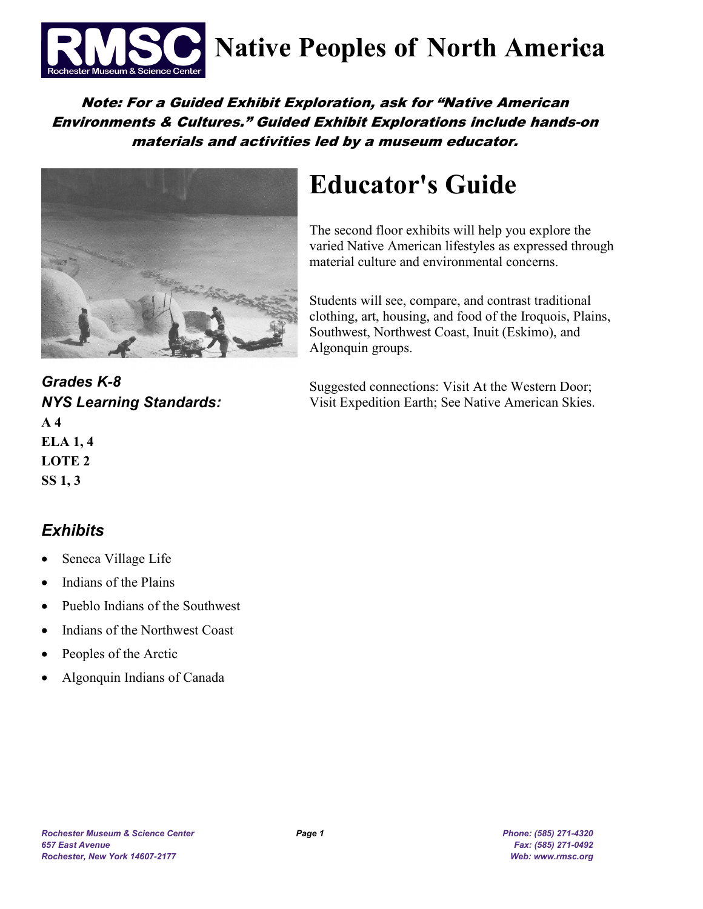# Native Peoples of North America

***Note: For a Guided Exhibit Exploration, ask for "Native American Environments & Cultures." Guided Exhibit Explorations include hands-on materials and activities led by a museum educator.***

## Educator's Guide

The second floor exhibits will help you explore the varied Native American lifestyles as expressed through material culture and environmental concerns.

Students will see, compare, and contrast traditional clothing, art, housing, and food of the Iroquois, Plains, Southwest, Northwest Coast, Inuit (Eskimo), and Algonquin groups.

Suggested connections: Visit At the Western Door; Visit Expedition Earth; See Native American Skies.

***Grades K-8***

***NYS Learning Standards:***

**A 4**

**ELA 1, 4**

**LOTE 2**

**SS 1, 3**

### *Exhibits*

- Seneca Village Life
- Indians of the Plains
- Pueblo Indians of the Southwest
- Indians of the Northwest Coast
- Peoples of the Arctic
- Algonquin Indians of Canada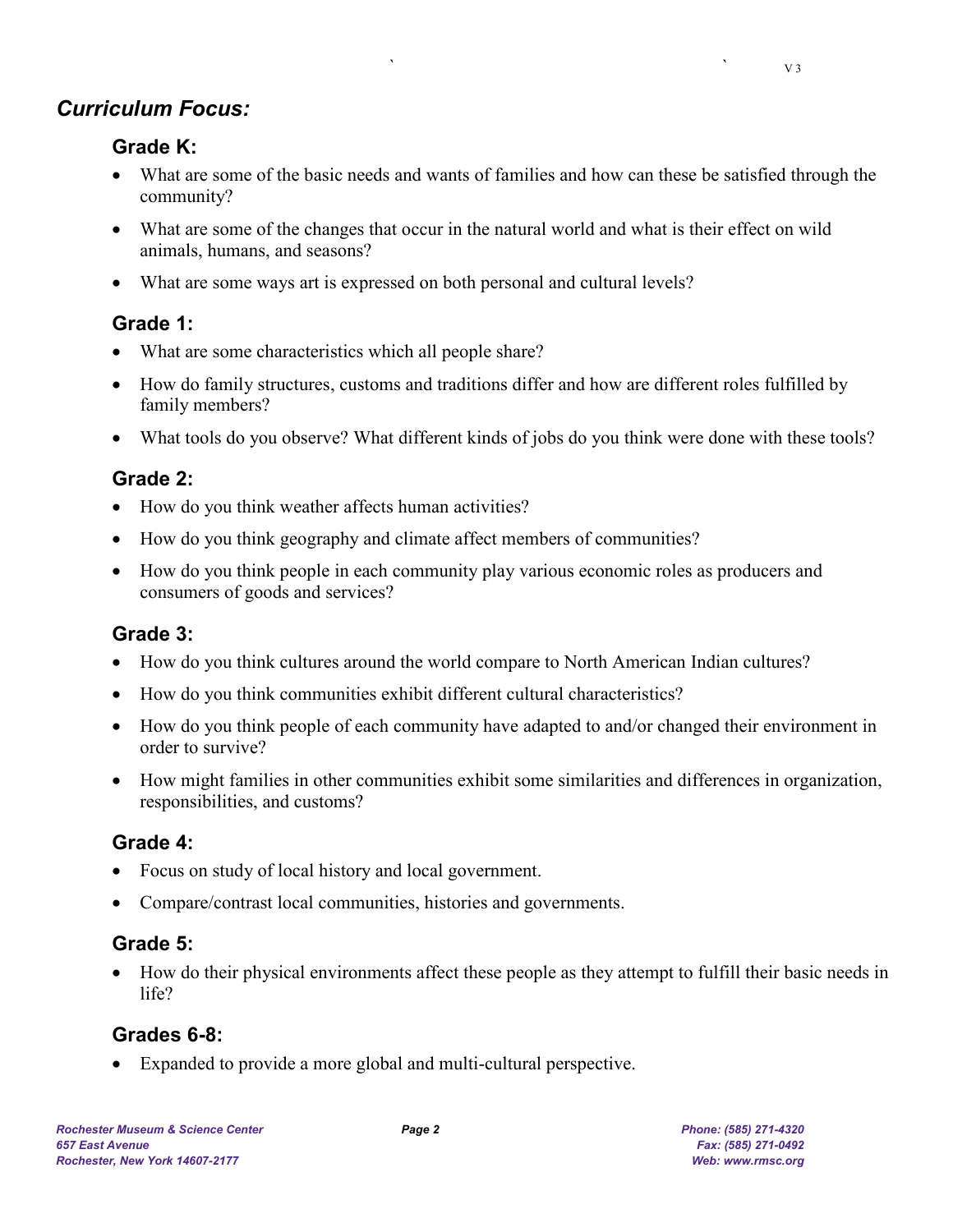## *Curriculum Focus:*

### Grade K:

- What are some of the basic needs and wants of families and how can these be satisfied through the community?
- What are some of the changes that occur in the natural world and what is their effect on wild animals, humans, and seasons?
- What are some ways art is expressed on both personal and cultural levels?

### Grade 1:

- What are some characteristics which all people share?
- How do family structures, customs and traditions differ and how are different roles fulfilled by family members?
- What tools do you observe? What different kinds of jobs do you think were done with these tools?

### Grade 2:

- How do you think weather affects human activities?
- How do you think geography and climate affect members of communities?
- How do you think people in each community play various economic roles as producers and consumers of goods and services?

### Grade 3:

- How do you think cultures around the world compare to North American Indian cultures?
- How do you think communities exhibit different cultural characteristics?
- How do you think people of each community have adapted to and/or changed their environment in order to survive?
- How might families in other communities exhibit some similarities and differences in organization, responsibilities, and customs?

### Grade 4:

- Focus on study of local history and local government.
- Compare/contrast local communities, histories and governments.

### Grade 5:

- How do their physical environments affect these people as they attempt to fulfill their basic needs in life?

### Grades 6-8:

- Expanded to provide a more global and multi-cultural perspective.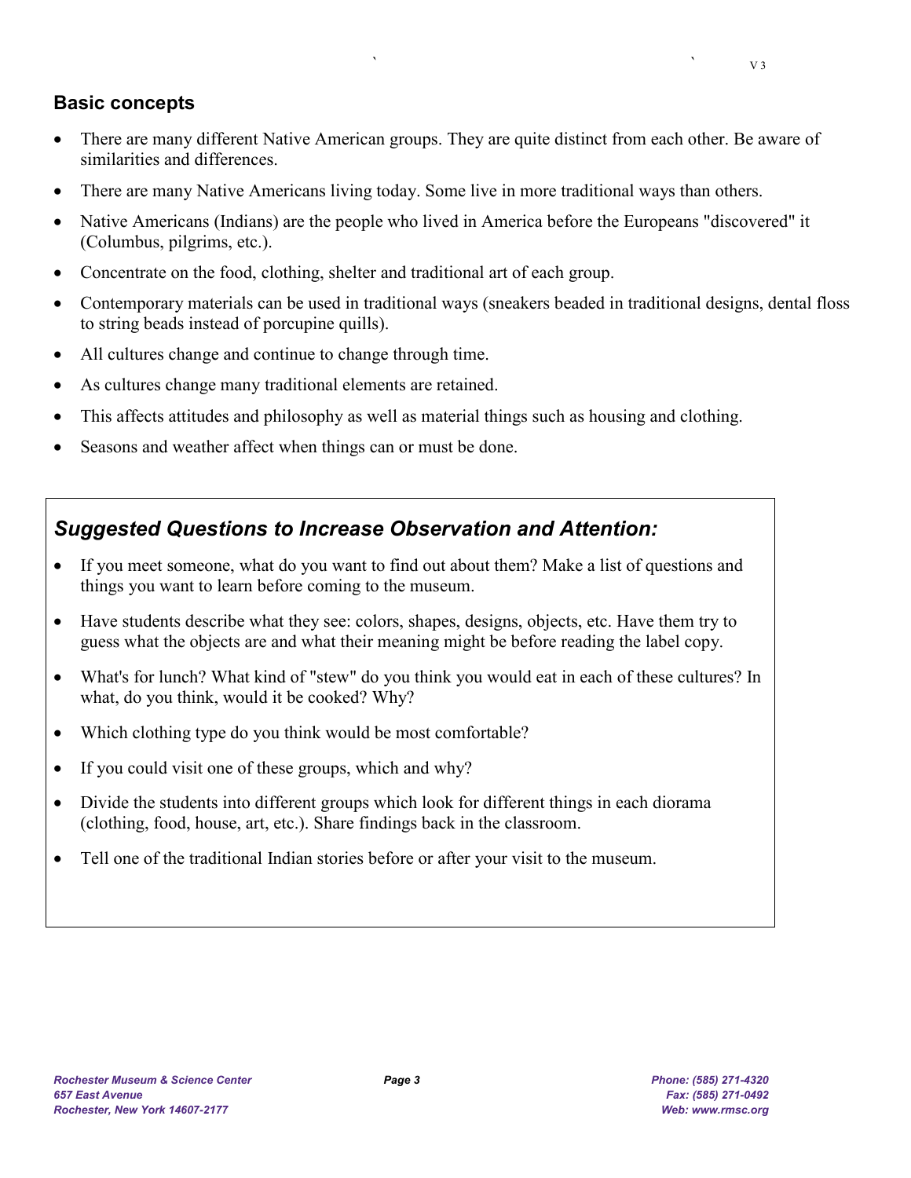## Basic concepts

- There are many different Native American groups. They are quite distinct from each other. Be aware of similarities and differences.
- There are many Native Americans living today. Some live in more traditional ways than others.
- Native Americans (Indians) are the people who lived in America before the Europeans "discovered" it (Columbus, pilgrims, etc.).
- Concentrate on the food, clothing, shelter and traditional art of each group.
- Contemporary materials can be used in traditional ways (sneakers beaded in traditional designs, dental floss to string beads instead of porcupine quills).
- All cultures change and continue to change through time.
- As cultures change many traditional elements are retained.
- This affects attitudes and philosophy as well as material things such as housing and clothing.
- Seasons and weather affect when things can or must be done.

### *Suggested Questions to Increase Observation and Attention:*

- If you meet someone, what do you want to find out about them? Make a list of questions and things you want to learn before coming to the museum.
- Have students describe what they see: colors, shapes, designs, objects, etc. Have them try to guess what the objects are and what their meaning might be before reading the label copy.
- What's for lunch? What kind of "stew" do you think you would eat in each of these cultures? In what, do you think, would it be cooked? Why?
- Which clothing type do you think would be most comfortable?
- If you could visit one of these groups, which and why?
- Divide the students into different groups which look for different things in each diorama (clothing, food, house, art, etc.). Share findings back in the classroom.
- Tell one of the traditional Indian stories before or after your visit to the museum.